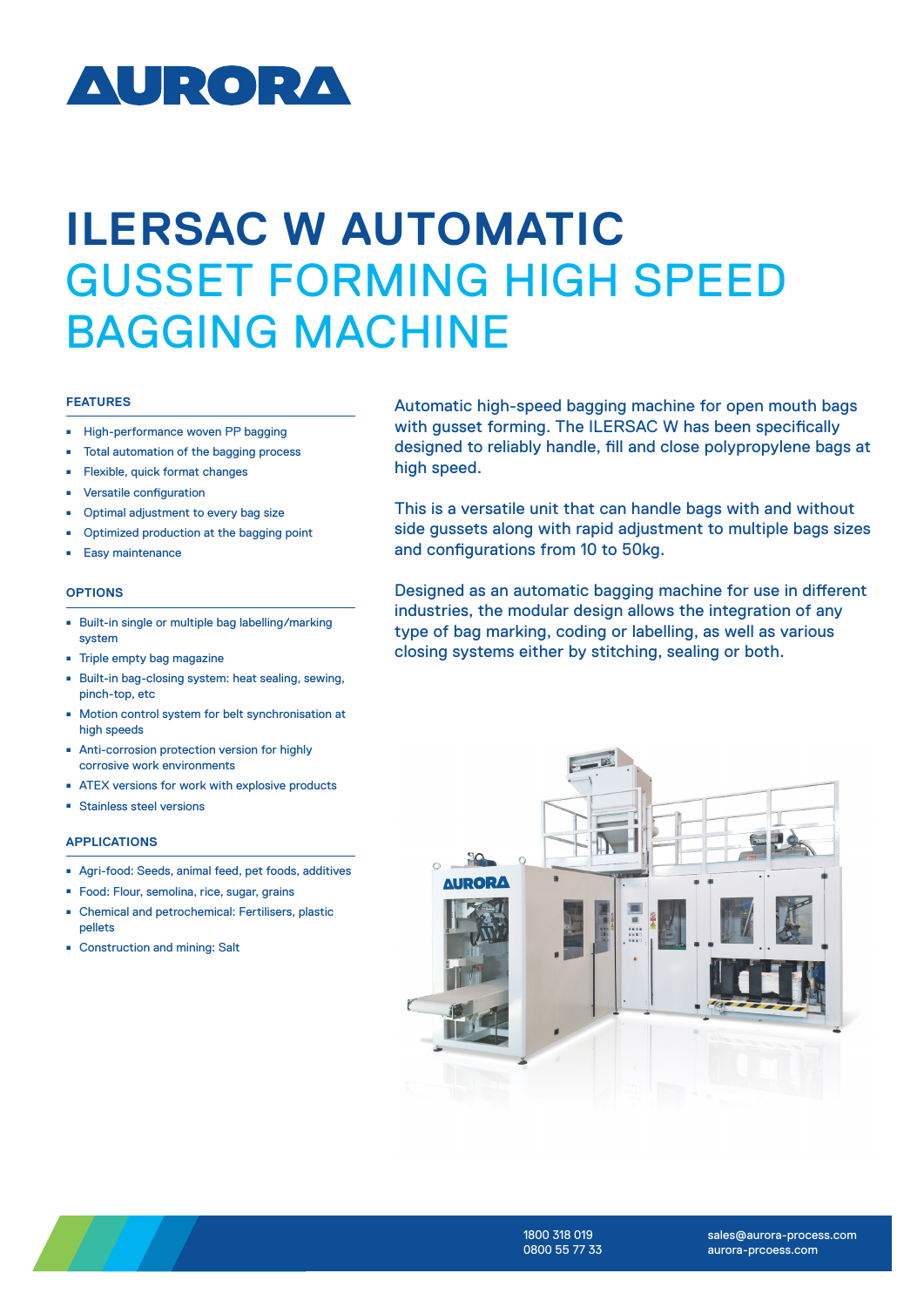# AURORA

# ILERSAC W AUTOMATIC GUSSET FORMING HIGH SPEED BAGGING MACHINE

Automatic high-speed bagging machine for open mouth bags with gusset forming. The ILERSAC W has been specifically designed to reliably handle, fill and close polypropylene bags at high speed.

This is a versatile unit that can handle bags with and without side gussets along with rapid adjustment to multiple bags sizes and configurations from 10 to 50kg.

Designed as an automatic bagging machine for use in different industries, the modular design allows the integration of any type of bag marking, coding or labelling, as well as various closing systems either by stitching, sealing or both.

## FEATURES

- High-performance woven PP bagging
- Total automation of the bagging process
- Flexible, quick format changes
- Versatile configuration
- Optimal adjustment to every bag size
- Optimized production at the bagging point
- Easy maintenance

## OPTIONS

- Built-in single or multiple bag labelling/marking system
- Triple empty bag magazine
- Built-in bag-closing system: heat sealing, sewing, pinch-top, etc
- Motion control system for belt synchronisation at high speeds
- Anti-corrosion protection version for highly corrosive work environments
- ATEX versions for work with explosive products
- Stainless steel versions

## APPLICATIONS

- Agri-food: Seeds, animal feed, pet foods, additives
- Food: Flour, semolina, rice, sugar, grains
- Chemical and petrochemical: Fertilisers, plastic pellets
- Construction and mining: Salt

1800 318 019
0800 55 77 33

sales@aurora-process.com
aurora-prcoess.com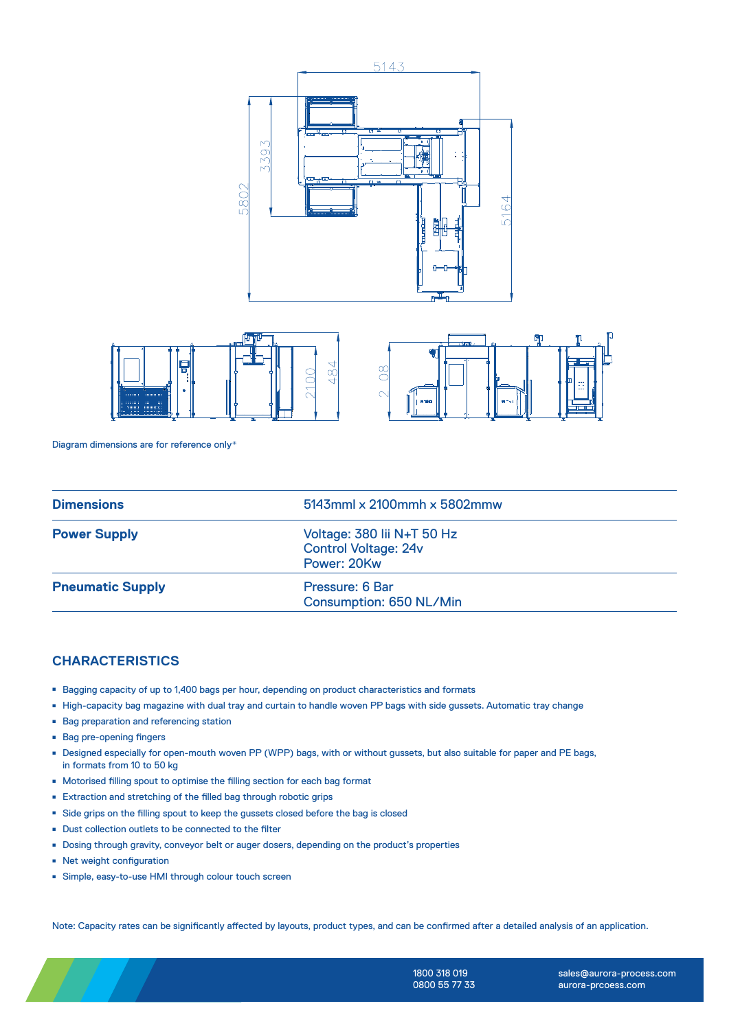5143

3393

5802

5164

2100

2484

2 08

Diagram dimensions are for reference only*

| | |
|---|---|
| **Dimensions** | 5143mml x 2100mmh x 5802mmw |
| **Power Supply** | Voltage: 380 Iii N+T 50 Hz<br>Control Voltage: 24v<br>Power: 20Kw |
| **Pneumatic Supply** | Pressure: 6 Bar<br>Consumption: 650 NL/Min |

## CHARACTERISTICS

- Bagging capacity of up to 1,400 bags per hour, depending on product characteristics and formats
- High-capacity bag magazine with dual tray and curtain to handle woven PP bags with side gussets. Automatic tray change
- Bag preparation and referencing station
- Bag pre-opening fingers
- Designed especially for open-mouth woven PP (WPP) bags, with or without gussets, but also suitable for paper and PE bags, in formats from 10 to 50 kg
- Motorised filling spout to optimise the filling section for each bag format
- Extraction and stretching of the filled bag through robotic grips
- Side grips on the filling spout to keep the gussets closed before the bag is closed
- Dust collection outlets to be connected to the filter
- Dosing through gravity, conveyor belt or auger dosers, depending on the product's properties
- Net weight configuration
- Simple, easy-to-use HMI through colour touch screen

Note: Capacity rates can be significantly affected by layouts, product types, and can be confirmed after a detailed analysis of an application.

1800 318 019
0800 55 77 33

sales@aurora-process.com
aurora-prcoess.com